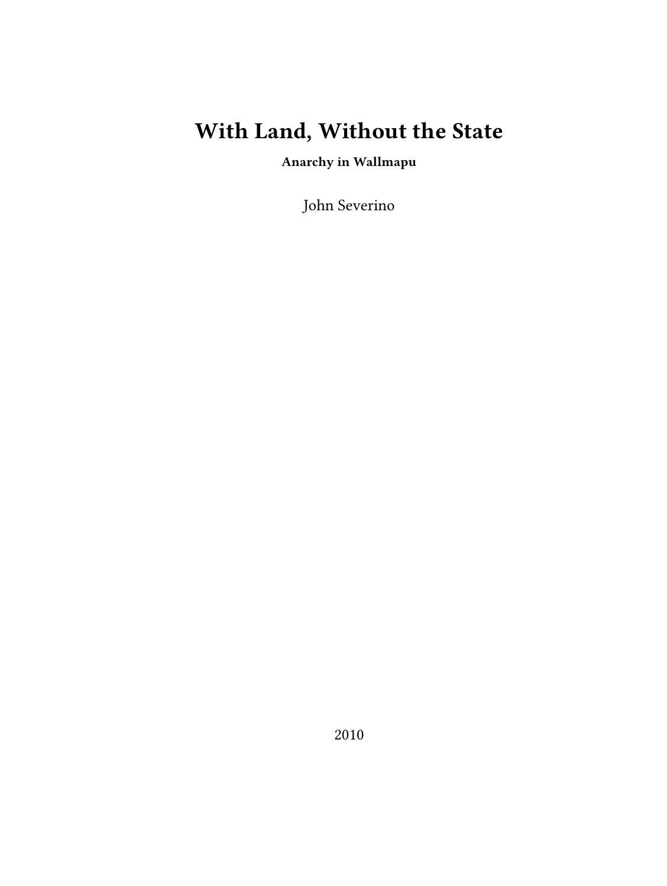# With Land, Without the State

**Anarchy in Wallmapu**

John Severino

2010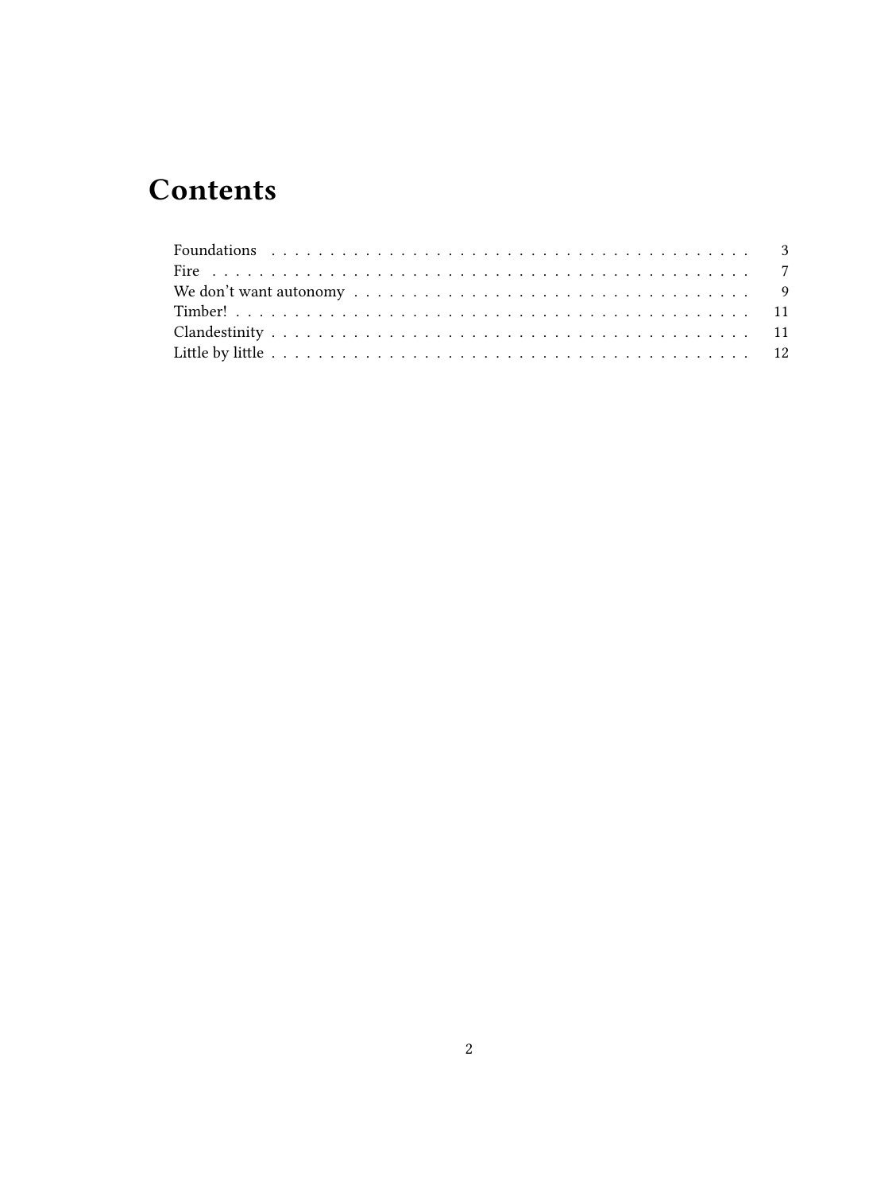# Contents

- Foundations . . . . . . . . . . . . . . . . . . . . . . . . . . . . . . . . . . . . . . . . . 3
- Fire . . . . . . . . . . . . . . . . . . . . . . . . . . . . . . . . . . . . . . . . . . . . . . 7
- We don't want autonomy . . . . . . . . . . . . . . . . . . . . . . . . . . . . . . . . 9
- Timber! . . . . . . . . . . . . . . . . . . . . . . . . . . . . . . . . . . . . . . . . . . . 11
- Clandestinity . . . . . . . . . . . . . . . . . . . . . . . . . . . . . . . . . . . . . . . 11
- Little by little . . . . . . . . . . . . . . . . . . . . . . . . . . . . . . . . . . . . . . . 12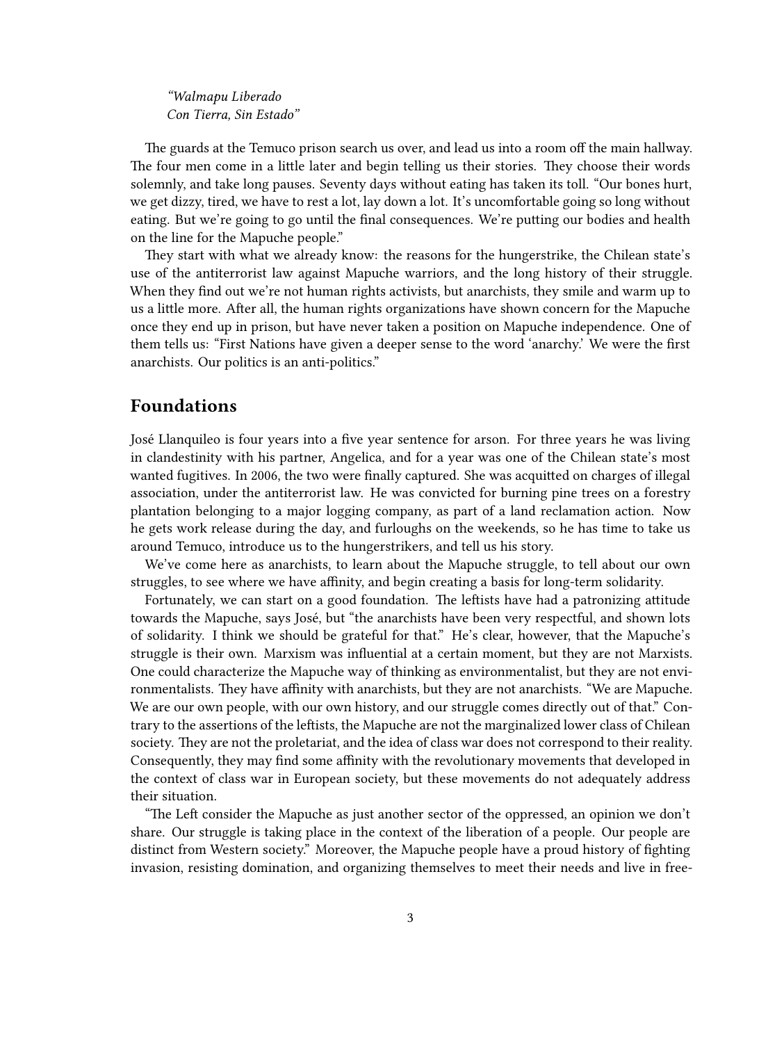*"Walmapu Liberado*
*Con Tierra, Sin Estado"*

The guards at the Temuco prison search us over, and lead us into a room off the main hallway. The four men come in a little later and begin telling us their stories. They choose their words solemnly, and take long pauses. Seventy days without eating has taken its toll. "Our bones hurt, we get dizzy, tired, we have to rest a lot, lay down a lot. It's uncomfortable going so long without eating. But we're going to go until the final consequences. We're putting our bodies and health on the line for the Mapuche people."

They start with what we already know: the reasons for the hungerstrike, the Chilean state's use of the antiterrorist law against Mapuche warriors, and the long history of their struggle. When they find out we're not human rights activists, but anarchists, they smile and warm up to us a little more. After all, the human rights organizations have shown concern for the Mapuche once they end up in prison, but have never taken a position on Mapuche independence. One of them tells us: "First Nations have given a deeper sense to the word 'anarchy.' We were the first anarchists. Our politics is an anti-politics."

## Foundations

José Llanquileo is four years into a five year sentence for arson. For three years he was living in clandestinity with his partner, Angelica, and for a year was one of the Chilean state's most wanted fugitives. In 2006, the two were finally captured. She was acquitted on charges of illegal association, under the antiterrorist law. He was convicted for burning pine trees on a forestry plantation belonging to a major logging company, as part of a land reclamation action. Now he gets work release during the day, and furloughs on the weekends, so he has time to take us around Temuco, introduce us to the hungerstrikers, and tell us his story.

We've come here as anarchists, to learn about the Mapuche struggle, to tell about our own struggles, to see where we have affinity, and begin creating a basis for long-term solidarity.

Fortunately, we can start on a good foundation. The leftists have had a patronizing attitude towards the Mapuche, says José, but "the anarchists have been very respectful, and shown lots of solidarity. I think we should be grateful for that." He's clear, however, that the Mapuche's struggle is their own. Marxism was influential at a certain moment, but they are not Marxists. One could characterize the Mapuche way of thinking as environmentalist, but they are not environmentalists. They have affinity with anarchists, but they are not anarchists. "We are Mapuche. We are our own people, with our own history, and our struggle comes directly out of that." Contrary to the assertions of the leftists, the Mapuche are not the marginalized lower class of Chilean society. They are not the proletariat, and the idea of class war does not correspond to their reality. Consequently, they may find some affinity with the revolutionary movements that developed in the context of class war in European society, but these movements do not adequately address their situation.

"The Left consider the Mapuche as just another sector of the oppressed, an opinion we don't share. Our struggle is taking place in the context of the liberation of a people. Our people are distinct from Western society." Moreover, the Mapuche people have a proud history of fighting invasion, resisting domination, and organizing themselves to meet their needs and live in free-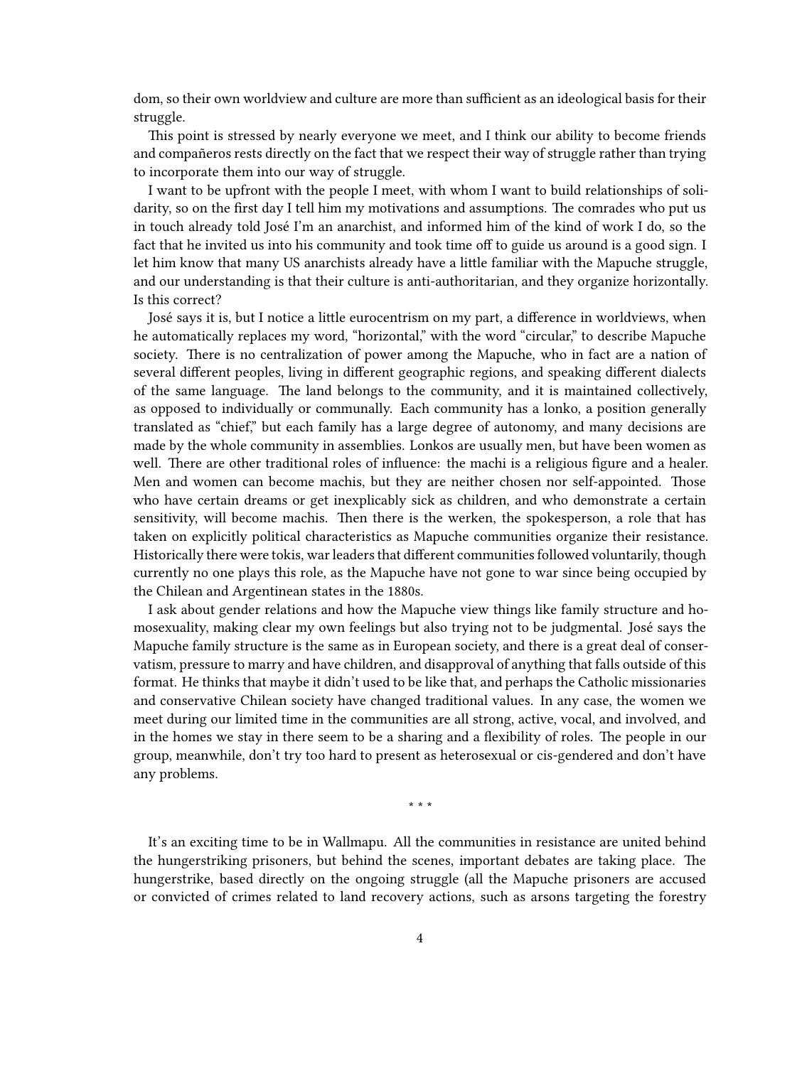dom, so their own worldview and culture are more than sufficient as an ideological basis for their struggle.

This point is stressed by nearly everyone we meet, and I think our ability to become friends and compañeros rests directly on the fact that we respect their way of struggle rather than trying to incorporate them into our way of struggle.

I want to be upfront with the people I meet, with whom I want to build relationships of solidarity, so on the first day I tell him my motivations and assumptions. The comrades who put us in touch already told José I'm an anarchist, and informed him of the kind of work I do, so the fact that he invited us into his community and took time off to guide us around is a good sign. I let him know that many US anarchists already have a little familiar with the Mapuche struggle, and our understanding is that their culture is anti-authoritarian, and they organize horizontally. Is this correct?

José says it is, but I notice a little eurocentrism on my part, a difference in worldviews, when he automatically replaces my word, "horizontal," with the word "circular," to describe Mapuche society. There is no centralization of power among the Mapuche, who in fact are a nation of several different peoples, living in different geographic regions, and speaking different dialects of the same language. The land belongs to the community, and it is maintained collectively, as opposed to individually or communally. Each community has a lonko, a position generally translated as "chief," but each family has a large degree of autonomy, and many decisions are made by the whole community in assemblies. Lonkos are usually men, but have been women as well. There are other traditional roles of influence: the machi is a religious figure and a healer. Men and women can become machis, but they are neither chosen nor self-appointed. Those who have certain dreams or get inexplicably sick as children, and who demonstrate a certain sensitivity, will become machis. Then there is the werken, the spokesperson, a role that has taken on explicitly political characteristics as Mapuche communities organize their resistance. Historically there were tokis, war leaders that different communities followed voluntarily, though currently no one plays this role, as the Mapuche have not gone to war since being occupied by the Chilean and Argentinean states in the 1880s.

I ask about gender relations and how the Mapuche view things like family structure and homosexuality, making clear my own feelings but also trying not to be judgmental. José says the Mapuche family structure is the same as in European society, and there is a great deal of conservatism, pressure to marry and have children, and disapproval of anything that falls outside of this format. He thinks that maybe it didn't used to be like that, and perhaps the Catholic missionaries and conservative Chilean society have changed traditional values. In any case, the women we meet during our limited time in the communities are all strong, active, vocal, and involved, and in the homes we stay in there seem to be a sharing and a flexibility of roles. The people in our group, meanwhile, don't try too hard to present as heterosexual or cis-gendered and don't have any problems.

* * *

It's an exciting time to be in Wallmapu. All the communities in resistance are united behind the hungerstriking prisoners, but behind the scenes, important debates are taking place. The hungerstrike, based directly on the ongoing struggle (all the Mapuche prisoners are accused or convicted of crimes related to land recovery actions, such as arsons targeting the forestry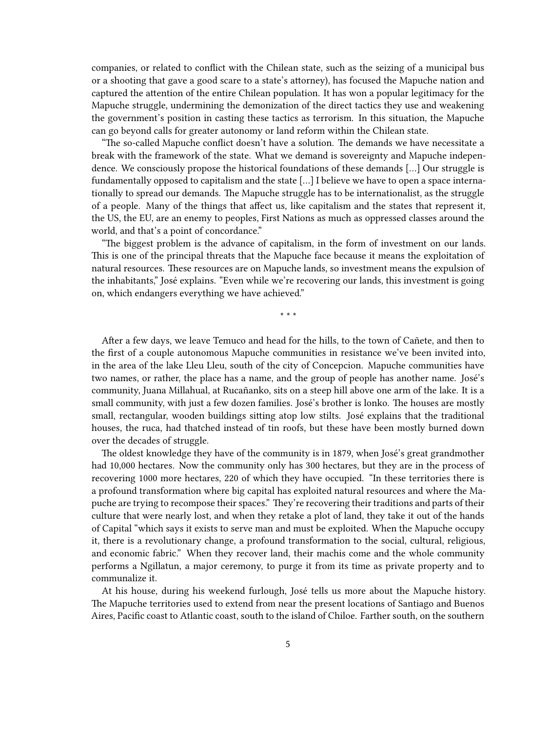companies, or related to conflict with the Chilean state, such as the seizing of a municipal bus or a shooting that gave a good scare to a state's attorney), has focused the Mapuche nation and captured the attention of the entire Chilean population. It has won a popular legitimacy for the Mapuche struggle, undermining the demonization of the direct tactics they use and weakening the government's position in casting these tactics as terrorism. In this situation, the Mapuche can go beyond calls for greater autonomy or land reform within the Chilean state.

"The so-called Mapuche conflict doesn't have a solution. The demands we have necessitate a break with the framework of the state. What we demand is sovereignty and Mapuche independence. We consciously propose the historical foundations of these demands […] Our struggle is fundamentally opposed to capitalism and the state […] I believe we have to open a space internationally to spread our demands. The Mapuche struggle has to be internationalist, as the struggle of a people. Many of the things that affect us, like capitalism and the states that represent it, the US, the EU, are an enemy to peoples, First Nations as much as oppressed classes around the world, and that's a point of concordance."

"The biggest problem is the advance of capitalism, in the form of investment on our lands. This is one of the principal threats that the Mapuche face because it means the exploitation of natural resources. These resources are on Mapuche lands, so investment means the expulsion of the inhabitants," José explains. "Even while we're recovering our lands, this investment is going on, which endangers everything we have achieved."

* * *

After a few days, we leave Temuco and head for the hills, to the town of Cañete, and then to the first of a couple autonomous Mapuche communities in resistance we've been invited into, in the area of the lake Lleu Lleu, south of the city of Concepcion. Mapuche communities have two names, or rather, the place has a name, and the group of people has another name. José's community, Juana Millahual, at Rucañanko, sits on a steep hill above one arm of the lake. It is a small community, with just a few dozen families. José's brother is lonko. The houses are mostly small, rectangular, wooden buildings sitting atop low stilts. José explains that the traditional houses, the ruca, had thatched instead of tin roofs, but these have been mostly burned down over the decades of struggle.

The oldest knowledge they have of the community is in 1879, when José's great grandmother had 10,000 hectares. Now the community only has 300 hectares, but they are in the process of recovering 1000 more hectares, 220 of which they have occupied. "In these territories there is a profound transformation where big capital has exploited natural resources and where the Mapuche are trying to recompose their spaces." They're recovering their traditions and parts of their culture that were nearly lost, and when they retake a plot of land, they take it out of the hands of Capital "which says it exists to serve man and must be exploited. When the Mapuche occupy it, there is a revolutionary change, a profound transformation to the social, cultural, religious, and economic fabric." When they recover land, their machis come and the whole community performs a Ngillatun, a major ceremony, to purge it from its time as private property and to communalize it.

At his house, during his weekend furlough, José tells us more about the Mapuche history. The Mapuche territories used to extend from near the present locations of Santiago and Buenos Aires, Pacific coast to Atlantic coast, south to the island of Chiloe. Farther south, on the southern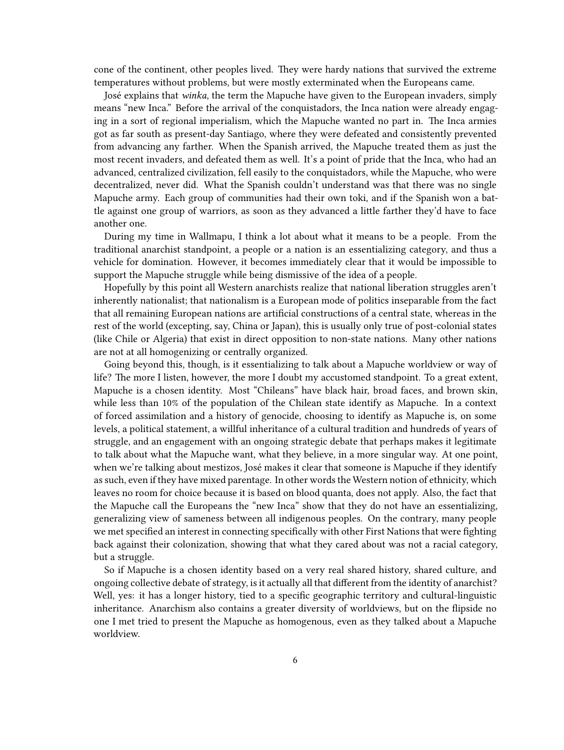cone of the continent, other peoples lived. They were hardy nations that survived the extreme temperatures without problems, but were mostly exterminated when the Europeans came.

José explains that *winka*, the term the Mapuche have given to the European invaders, simply means "new Inca." Before the arrival of the conquistadors, the Inca nation were already engaging in a sort of regional imperialism, which the Mapuche wanted no part in. The Inca armies got as far south as present-day Santiago, where they were defeated and consistently prevented from advancing any farther. When the Spanish arrived, the Mapuche treated them as just the most recent invaders, and defeated them as well. It's a point of pride that the Inca, who had an advanced, centralized civilization, fell easily to the conquistadors, while the Mapuche, who were decentralized, never did. What the Spanish couldn't understand was that there was no single Mapuche army. Each group of communities had their own toki, and if the Spanish won a battle against one group of warriors, as soon as they advanced a little farther they'd have to face another one.

During my time in Wallmapu, I think a lot about what it means to be a people. From the traditional anarchist standpoint, a people or a nation is an essentializing category, and thus a vehicle for domination. However, it becomes immediately clear that it would be impossible to support the Mapuche struggle while being dismissive of the idea of a people.

Hopefully by this point all Western anarchists realize that national liberation struggles aren't inherently nationalist; that nationalism is a European mode of politics inseparable from the fact that all remaining European nations are artificial constructions of a central state, whereas in the rest of the world (excepting, say, China or Japan), this is usually only true of post-colonial states (like Chile or Algeria) that exist in direct opposition to non-state nations. Many other nations are not at all homogenizing or centrally organized.

Going beyond this, though, is it essentializing to talk about a Mapuche worldview or way of life? The more I listen, however, the more I doubt my accustomed standpoint. To a great extent, Mapuche is a chosen identity. Most "Chileans" have black hair, broad faces, and brown skin, while less than 10% of the population of the Chilean state identify as Mapuche. In a context of forced assimilation and a history of genocide, choosing to identify as Mapuche is, on some levels, a political statement, a willful inheritance of a cultural tradition and hundreds of years of struggle, and an engagement with an ongoing strategic debate that perhaps makes it legitimate to talk about what the Mapuche want, what they believe, in a more singular way. At one point, when we're talking about mestizos, José makes it clear that someone is Mapuche if they identify as such, even if they have mixed parentage. In other words the Western notion of ethnicity, which leaves no room for choice because it is based on blood quanta, does not apply. Also, the fact that the Mapuche call the Europeans the "new Inca" show that they do not have an essentializing, generalizing view of sameness between all indigenous peoples. On the contrary, many people we met specified an interest in connecting specifically with other First Nations that were fighting back against their colonization, showing that what they cared about was not a racial category, but a struggle.

So if Mapuche is a chosen identity based on a very real shared history, shared culture, and ongoing collective debate of strategy, is it actually all that different from the identity of anarchist? Well, yes: it has a longer history, tied to a specific geographic territory and cultural-linguistic inheritance. Anarchism also contains a greater diversity of worldviews, but on the flipside no one I met tried to present the Mapuche as homogenous, even as they talked about a Mapuche worldview.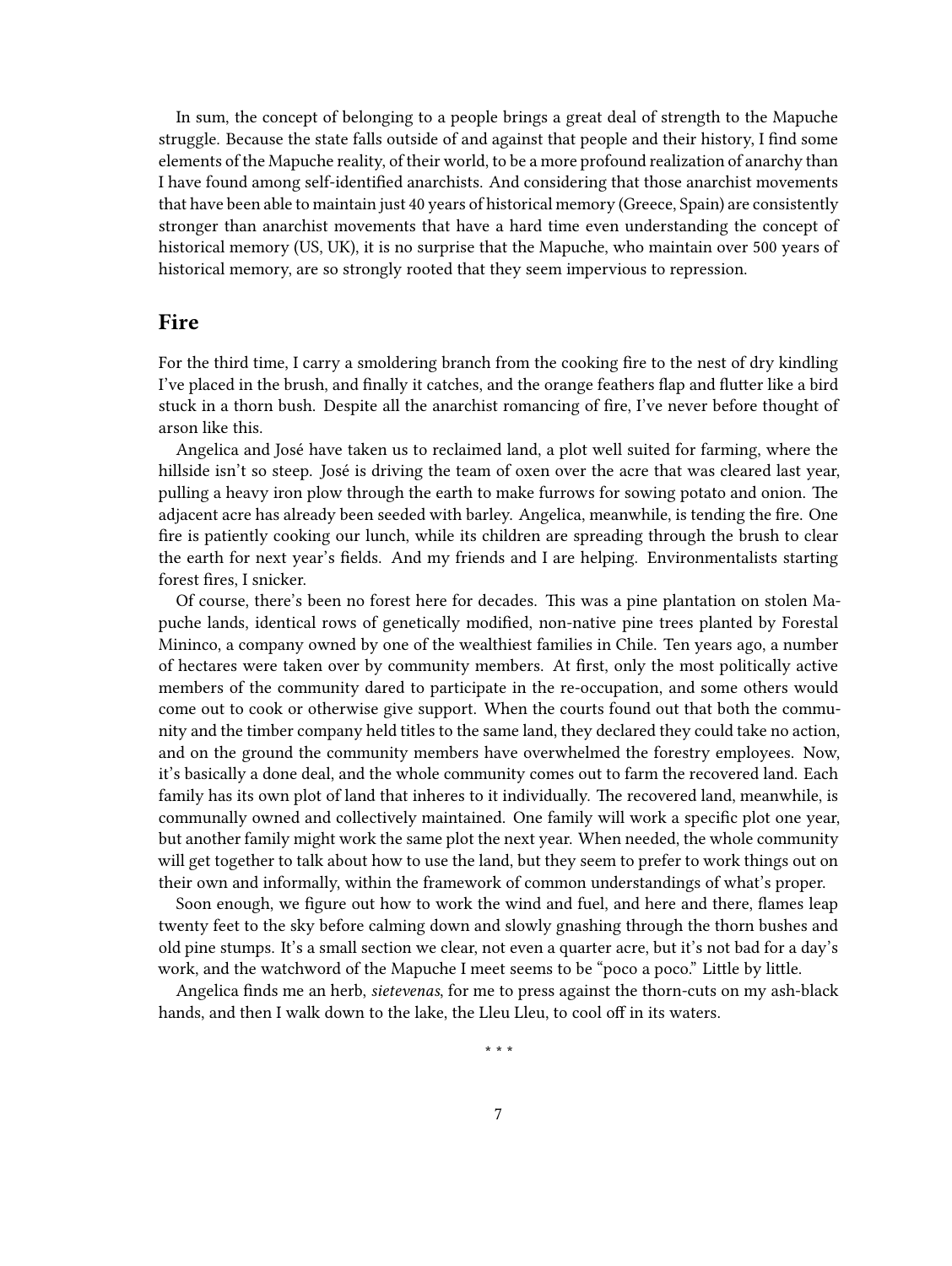In sum, the concept of belonging to a people brings a great deal of strength to the Mapuche struggle. Because the state falls outside of and against that people and their history, I find some elements of the Mapuche reality, of their world, to be a more profound realization of anarchy than I have found among self-identified anarchists. And considering that those anarchist movements that have been able to maintain just 40 years of historical memory (Greece, Spain) are consistently stronger than anarchist movements that have a hard time even understanding the concept of historical memory (US, UK), it is no surprise that the Mapuche, who maintain over 500 years of historical memory, are so strongly rooted that they seem impervious to repression.

## Fire

For the third time, I carry a smoldering branch from the cooking fire to the nest of dry kindling I've placed in the brush, and finally it catches, and the orange feathers flap and flutter like a bird stuck in a thorn bush. Despite all the anarchist romancing of fire, I've never before thought of arson like this.

Angelica and José have taken us to reclaimed land, a plot well suited for farming, where the hillside isn't so steep. José is driving the team of oxen over the acre that was cleared last year, pulling a heavy iron plow through the earth to make furrows for sowing potato and onion. The adjacent acre has already been seeded with barley. Angelica, meanwhile, is tending the fire. One fire is patiently cooking our lunch, while its children are spreading through the brush to clear the earth for next year's fields. And my friends and I are helping. Environmentalists starting forest fires, I snicker.

Of course, there's been no forest here for decades. This was a pine plantation on stolen Mapuche lands, identical rows of genetically modified, non-native pine trees planted by Forestal Mininco, a company owned by one of the wealthiest families in Chile. Ten years ago, a number of hectares were taken over by community members. At first, only the most politically active members of the community dared to participate in the re-occupation, and some others would come out to cook or otherwise give support. When the courts found out that both the community and the timber company held titles to the same land, they declared they could take no action, and on the ground the community members have overwhelmed the forestry employees. Now, it's basically a done deal, and the whole community comes out to farm the recovered land. Each family has its own plot of land that inheres to it individually. The recovered land, meanwhile, is communally owned and collectively maintained. One family will work a specific plot one year, but another family might work the same plot the next year. When needed, the whole community will get together to talk about how to use the land, but they seem to prefer to work things out on their own and informally, within the framework of common understandings of what's proper.

Soon enough, we figure out how to work the wind and fuel, and here and there, flames leap twenty feet to the sky before calming down and slowly gnashing through the thorn bushes and old pine stumps. It's a small section we clear, not even a quarter acre, but it's not bad for a day's work, and the watchword of the Mapuche I meet seems to be "poco a poco." Little by little.

Angelica finds me an herb, *sietevenas*, for me to press against the thorn-cuts on my ash-black hands, and then I walk down to the lake, the Lleu Lleu, to cool off in its waters.

* * *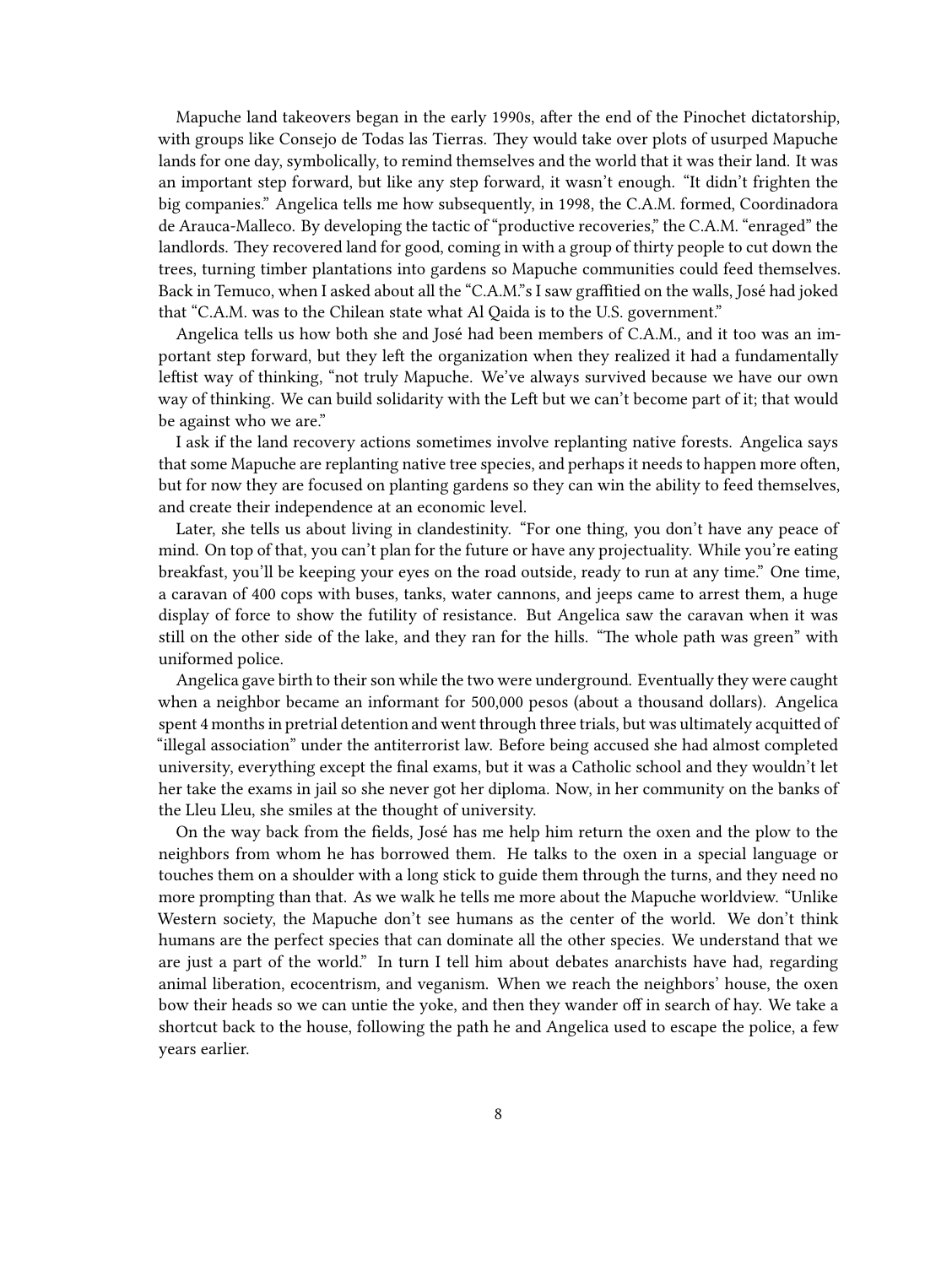Mapuche land takeovers began in the early 1990s, after the end of the Pinochet dictatorship, with groups like Consejo de Todas las Tierras. They would take over plots of usurped Mapuche lands for one day, symbolically, to remind themselves and the world that it was their land. It was an important step forward, but like any step forward, it wasn't enough. "It didn't frighten the big companies." Angelica tells me how subsequently, in 1998, the C.A.M. formed, Coordinadora de Arauca-Malleco. By developing the tactic of "productive recoveries," the C.A.M. "enraged" the landlords. They recovered land for good, coming in with a group of thirty people to cut down the trees, turning timber plantations into gardens so Mapuche communities could feed themselves. Back in Temuco, when I asked about all the "C.A.M."s I saw graffitied on the walls, José had joked that "C.A.M. was to the Chilean state what Al Qaida is to the U.S. government."

Angelica tells us how both she and José had been members of C.A.M., and it too was an important step forward, but they left the organization when they realized it had a fundamentally leftist way of thinking, "not truly Mapuche. We've always survived because we have our own way of thinking. We can build solidarity with the Left but we can't become part of it; that would be against who we are."

I ask if the land recovery actions sometimes involve replanting native forests. Angelica says that some Mapuche are replanting native tree species, and perhaps it needs to happen more often, but for now they are focused on planting gardens so they can win the ability to feed themselves, and create their independence at an economic level.

Later, she tells us about living in clandestinity. "For one thing, you don't have any peace of mind. On top of that, you can't plan for the future or have any projectuality. While you're eating breakfast, you'll be keeping your eyes on the road outside, ready to run at any time." One time, a caravan of 400 cops with buses, tanks, water cannons, and jeeps came to arrest them, a huge display of force to show the futility of resistance. But Angelica saw the caravan when it was still on the other side of the lake, and they ran for the hills. "The whole path was green" with uniformed police.

Angelica gave birth to their son while the two were underground. Eventually they were caught when a neighbor became an informant for 500,000 pesos (about a thousand dollars). Angelica spent 4 months in pretrial detention and went through three trials, but was ultimately acquitted of "illegal association" under the antiterrorist law. Before being accused she had almost completed university, everything except the final exams, but it was a Catholic school and they wouldn't let her take the exams in jail so she never got her diploma. Now, in her community on the banks of the Lleu Lleu, she smiles at the thought of university.

On the way back from the fields, José has me help him return the oxen and the plow to the neighbors from whom he has borrowed them. He talks to the oxen in a special language or touches them on a shoulder with a long stick to guide them through the turns, and they need no more prompting than that. As we walk he tells me more about the Mapuche worldview. "Unlike Western society, the Mapuche don't see humans as the center of the world. We don't think humans are the perfect species that can dominate all the other species. We understand that we are just a part of the world." In turn I tell him about debates anarchists have had, regarding animal liberation, ecocentrism, and veganism. When we reach the neighbors' house, the oxen bow their heads so we can untie the yoke, and then they wander off in search of hay. We take a shortcut back to the house, following the path he and Angelica used to escape the police, a few years earlier.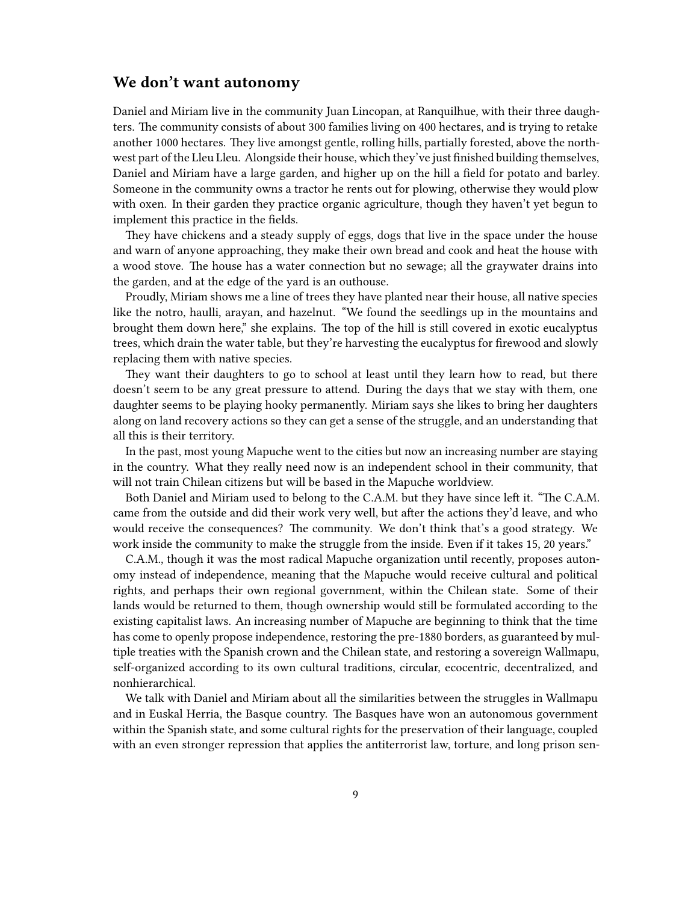## We don't want autonomy

Daniel and Miriam live in the community Juan Lincopan, at Ranquilhue, with their three daughters. The community consists of about 300 families living on 400 hectares, and is trying to retake another 1000 hectares. They live amongst gentle, rolling hills, partially forested, above the northwest part of the Lleu Lleu. Alongside their house, which they've just finished building themselves, Daniel and Miriam have a large garden, and higher up on the hill a field for potato and barley. Someone in the community owns a tractor he rents out for plowing, otherwise they would plow with oxen. In their garden they practice organic agriculture, though they haven't yet begun to implement this practice in the fields.

They have chickens and a steady supply of eggs, dogs that live in the space under the house and warn of anyone approaching, they make their own bread and cook and heat the house with a wood stove. The house has a water connection but no sewage; all the graywater drains into the garden, and at the edge of the yard is an outhouse.

Proudly, Miriam shows me a line of trees they have planted near their house, all native species like the notro, haulli, arayan, and hazelnut. "We found the seedlings up in the mountains and brought them down here," she explains. The top of the hill is still covered in exotic eucalyptus trees, which drain the water table, but they're harvesting the eucalyptus for firewood and slowly replacing them with native species.

They want their daughters to go to school at least until they learn how to read, but there doesn't seem to be any great pressure to attend. During the days that we stay with them, one daughter seems to be playing hooky permanently. Miriam says she likes to bring her daughters along on land recovery actions so they can get a sense of the struggle, and an understanding that all this is their territory.

In the past, most young Mapuche went to the cities but now an increasing number are staying in the country. What they really need now is an independent school in their community, that will not train Chilean citizens but will be based in the Mapuche worldview.

Both Daniel and Miriam used to belong to the C.A.M. but they have since left it. "The C.A.M. came from the outside and did their work very well, but after the actions they'd leave, and who would receive the consequences? The community. We don't think that's a good strategy. We work inside the community to make the struggle from the inside. Even if it takes 15, 20 years."

C.A.M., though it was the most radical Mapuche organization until recently, proposes autonomy instead of independence, meaning that the Mapuche would receive cultural and political rights, and perhaps their own regional government, within the Chilean state. Some of their lands would be returned to them, though ownership would still be formulated according to the existing capitalist laws. An increasing number of Mapuche are beginning to think that the time has come to openly propose independence, restoring the pre-1880 borders, as guaranteed by multiple treaties with the Spanish crown and the Chilean state, and restoring a sovereign Wallmapu, self-organized according to its own cultural traditions, circular, ecocentric, decentralized, and nonhierarchical.

We talk with Daniel and Miriam about all the similarities between the struggles in Wallmapu and in Euskal Herria, the Basque country. The Basques have won an autonomous government within the Spanish state, and some cultural rights for the preservation of their language, coupled with an even stronger repression that applies the antiterrorist law, torture, and long prison sen-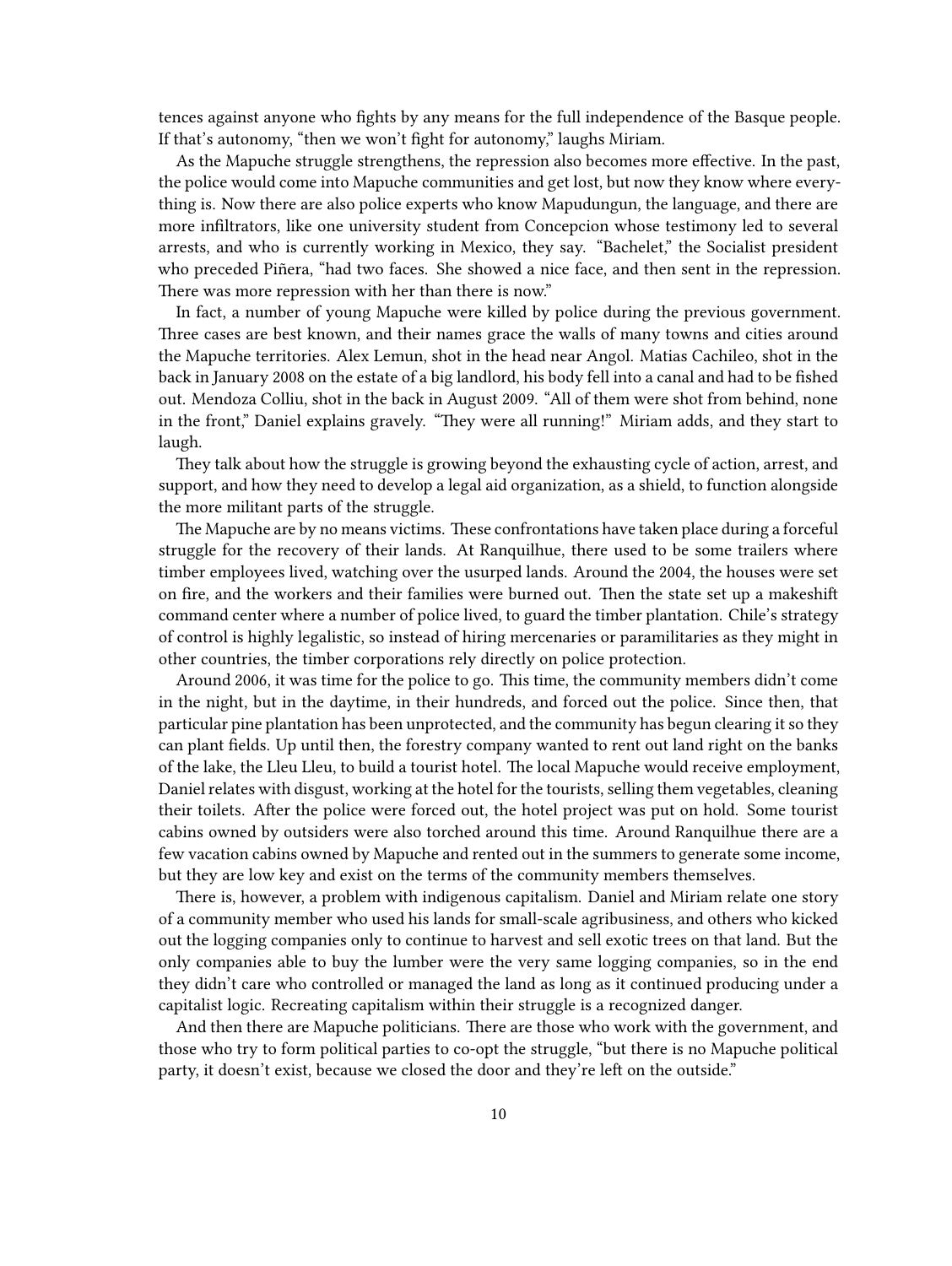tences against anyone who fights by any means for the full independence of the Basque people. If that's autonomy, "then we won't fight for autonomy," laughs Miriam.

As the Mapuche struggle strengthens, the repression also becomes more effective. In the past, the police would come into Mapuche communities and get lost, but now they know where everything is. Now there are also police experts who know Mapudungun, the language, and there are more infiltrators, like one university student from Concepcion whose testimony led to several arrests, and who is currently working in Mexico, they say. "Bachelet," the Socialist president who preceded Piñera, "had two faces. She showed a nice face, and then sent in the repression. There was more repression with her than there is now."

In fact, a number of young Mapuche were killed by police during the previous government. Three cases are best known, and their names grace the walls of many towns and cities around the Mapuche territories. Alex Lemun, shot in the head near Angol. Matias Cachileo, shot in the back in January 2008 on the estate of a big landlord, his body fell into a canal and had to be fished out. Mendoza Colliu, shot in the back in August 2009. "All of them were shot from behind, none in the front," Daniel explains gravely. "They were all running!" Miriam adds, and they start to laugh.

They talk about how the struggle is growing beyond the exhausting cycle of action, arrest, and support, and how they need to develop a legal aid organization, as a shield, to function alongside the more militant parts of the struggle.

The Mapuche are by no means victims. These confrontations have taken place during a forceful struggle for the recovery of their lands. At Ranquilhue, there used to be some trailers where timber employees lived, watching over the usurped lands. Around the 2004, the houses were set on fire, and the workers and their families were burned out. Then the state set up a makeshift command center where a number of police lived, to guard the timber plantation. Chile's strategy of control is highly legalistic, so instead of hiring mercenaries or paramilitaries as they might in other countries, the timber corporations rely directly on police protection.

Around 2006, it was time for the police to go. This time, the community members didn't come in the night, but in the daytime, in their hundreds, and forced out the police. Since then, that particular pine plantation has been unprotected, and the community has begun clearing it so they can plant fields. Up until then, the forestry company wanted to rent out land right on the banks of the lake, the Lleu Lleu, to build a tourist hotel. The local Mapuche would receive employment, Daniel relates with disgust, working at the hotel for the tourists, selling them vegetables, cleaning their toilets. After the police were forced out, the hotel project was put on hold. Some tourist cabins owned by outsiders were also torched around this time. Around Ranquilhue there are a few vacation cabins owned by Mapuche and rented out in the summers to generate some income, but they are low key and exist on the terms of the community members themselves.

There is, however, a problem with indigenous capitalism. Daniel and Miriam relate one story of a community member who used his lands for small-scale agribusiness, and others who kicked out the logging companies only to continue to harvest and sell exotic trees on that land. But the only companies able to buy the lumber were the very same logging companies, so in the end they didn't care who controlled or managed the land as long as it continued producing under a capitalist logic. Recreating capitalism within their struggle is a recognized danger.

And then there are Mapuche politicians. There are those who work with the government, and those who try to form political parties to co-opt the struggle, "but there is no Mapuche political party, it doesn't exist, because we closed the door and they're left on the outside."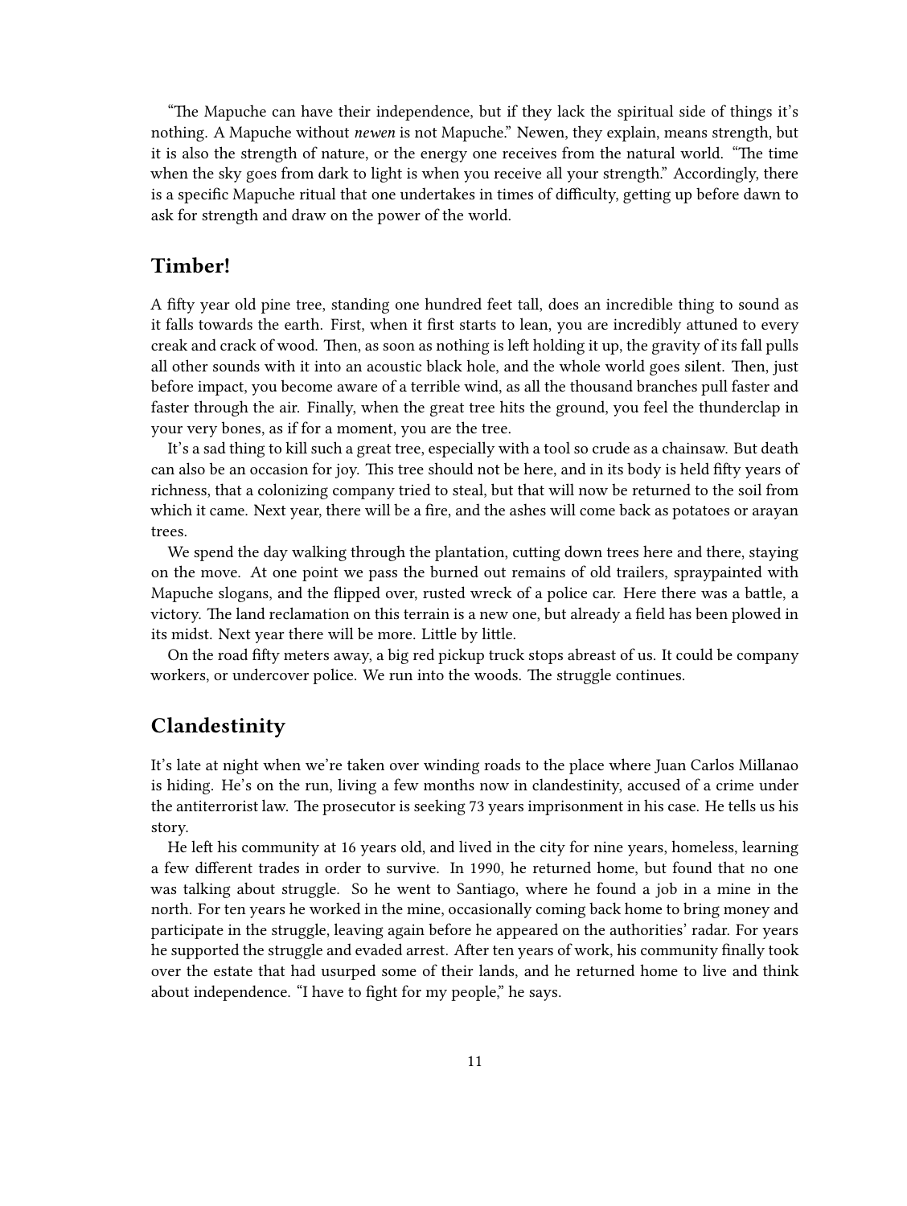"The Mapuche can have their independence, but if they lack the spiritual side of things it's nothing. A Mapuche without *newen* is not Mapuche." Newen, they explain, means strength, but it is also the strength of nature, or the energy one receives from the natural world. "The time when the sky goes from dark to light is when you receive all your strength." Accordingly, there is a specific Mapuche ritual that one undertakes in times of difficulty, getting up before dawn to ask for strength and draw on the power of the world.

## Timber!

A fifty year old pine tree, standing one hundred feet tall, does an incredible thing to sound as it falls towards the earth. First, when it first starts to lean, you are incredibly attuned to every creak and crack of wood. Then, as soon as nothing is left holding it up, the gravity of its fall pulls all other sounds with it into an acoustic black hole, and the whole world goes silent. Then, just before impact, you become aware of a terrible wind, as all the thousand branches pull faster and faster through the air. Finally, when the great tree hits the ground, you feel the thunderclap in your very bones, as if for a moment, you are the tree.

It's a sad thing to kill such a great tree, especially with a tool so crude as a chainsaw. But death can also be an occasion for joy. This tree should not be here, and in its body is held fifty years of richness, that a colonizing company tried to steal, but that will now be returned to the soil from which it came. Next year, there will be a fire, and the ashes will come back as potatoes or arayan trees.

We spend the day walking through the plantation, cutting down trees here and there, staying on the move. At one point we pass the burned out remains of old trailers, spraypainted with Mapuche slogans, and the flipped over, rusted wreck of a police car. Here there was a battle, a victory. The land reclamation on this terrain is a new one, but already a field has been plowed in its midst. Next year there will be more. Little by little.

On the road fifty meters away, a big red pickup truck stops abreast of us. It could be company workers, or undercover police. We run into the woods. The struggle continues.

## Clandestinity

It's late at night when we're taken over winding roads to the place where Juan Carlos Millanao is hiding. He's on the run, living a few months now in clandestinity, accused of a crime under the antiterrorist law. The prosecutor is seeking 73 years imprisonment in his case. He tells us his story.

He left his community at 16 years old, and lived in the city for nine years, homeless, learning a few different trades in order to survive. In 1990, he returned home, but found that no one was talking about struggle. So he went to Santiago, where he found a job in a mine in the north. For ten years he worked in the mine, occasionally coming back home to bring money and participate in the struggle, leaving again before he appeared on the authorities' radar. For years he supported the struggle and evaded arrest. After ten years of work, his community finally took over the estate that had usurped some of their lands, and he returned home to live and think about independence. "I have to fight for my people," he says.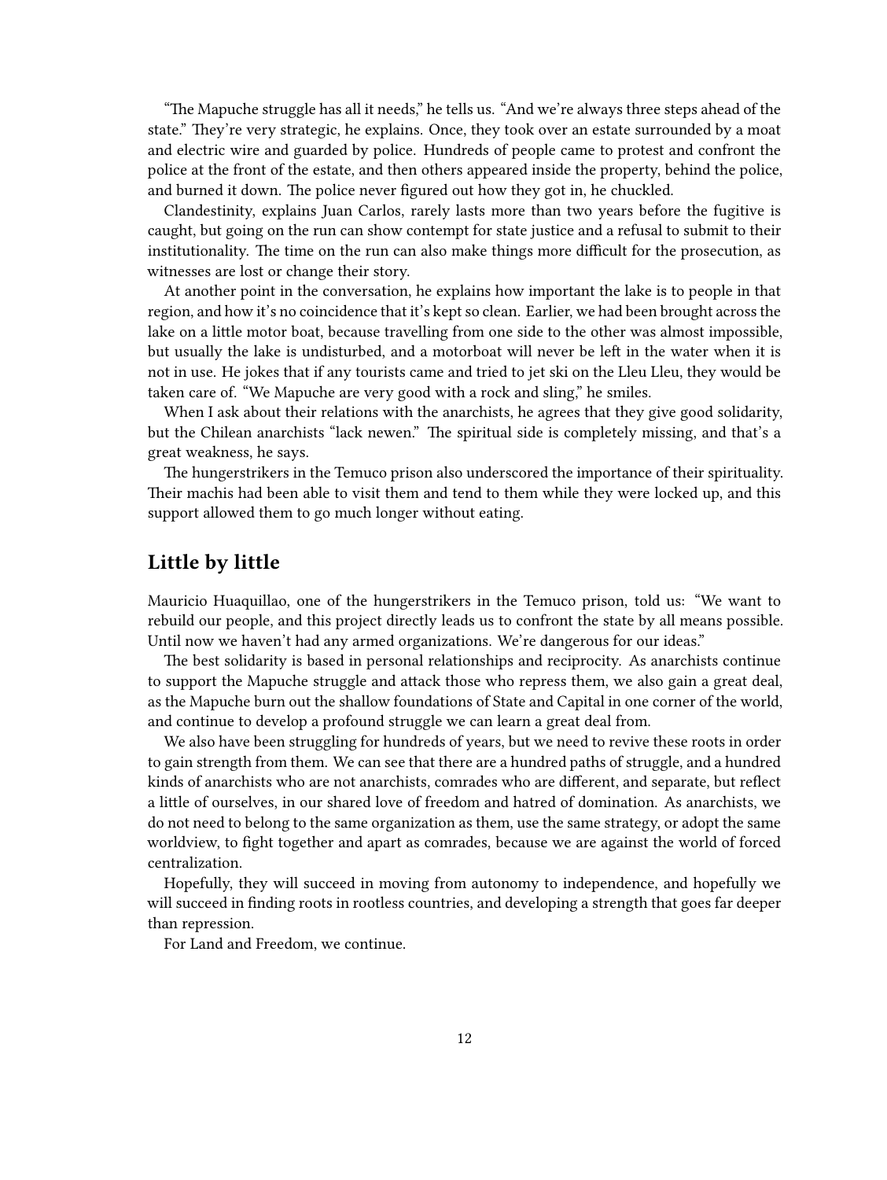"The Mapuche struggle has all it needs," he tells us. "And we're always three steps ahead of the state." They're very strategic, he explains. Once, they took over an estate surrounded by a moat and electric wire and guarded by police. Hundreds of people came to protest and confront the police at the front of the estate, and then others appeared inside the property, behind the police, and burned it down. The police never figured out how they got in, he chuckled.

Clandestinity, explains Juan Carlos, rarely lasts more than two years before the fugitive is caught, but going on the run can show contempt for state justice and a refusal to submit to their institutionality. The time on the run can also make things more difficult for the prosecution, as witnesses are lost or change their story.

At another point in the conversation, he explains how important the lake is to people in that region, and how it's no coincidence that it's kept so clean. Earlier, we had been brought across the lake on a little motor boat, because travelling from one side to the other was almost impossible, but usually the lake is undisturbed, and a motorboat will never be left in the water when it is not in use. He jokes that if any tourists came and tried to jet ski on the Lleu Lleu, they would be taken care of. "We Mapuche are very good with a rock and sling," he smiles.

When I ask about their relations with the anarchists, he agrees that they give good solidarity, but the Chilean anarchists "lack newen." The spiritual side is completely missing, and that's a great weakness, he says.

The hungerstrikers in the Temuco prison also underscored the importance of their spirituality. Their machis had been able to visit them and tend to them while they were locked up, and this support allowed them to go much longer without eating.

## Little by little

Mauricio Huaquillao, one of the hungerstrikers in the Temuco prison, told us: "We want to rebuild our people, and this project directly leads us to confront the state by all means possible. Until now we haven't had any armed organizations. We're dangerous for our ideas."

The best solidarity is based in personal relationships and reciprocity. As anarchists continue to support the Mapuche struggle and attack those who repress them, we also gain a great deal, as the Mapuche burn out the shallow foundations of State and Capital in one corner of the world, and continue to develop a profound struggle we can learn a great deal from.

We also have been struggling for hundreds of years, but we need to revive these roots in order to gain strength from them. We can see that there are a hundred paths of struggle, and a hundred kinds of anarchists who are not anarchists, comrades who are different, and separate, but reflect a little of ourselves, in our shared love of freedom and hatred of domination. As anarchists, we do not need to belong to the same organization as them, use the same strategy, or adopt the same worldview, to fight together and apart as comrades, because we are against the world of forced centralization.

Hopefully, they will succeed in moving from autonomy to independence, and hopefully we will succeed in finding roots in rootless countries, and developing a strength that goes far deeper than repression.

For Land and Freedom, we continue.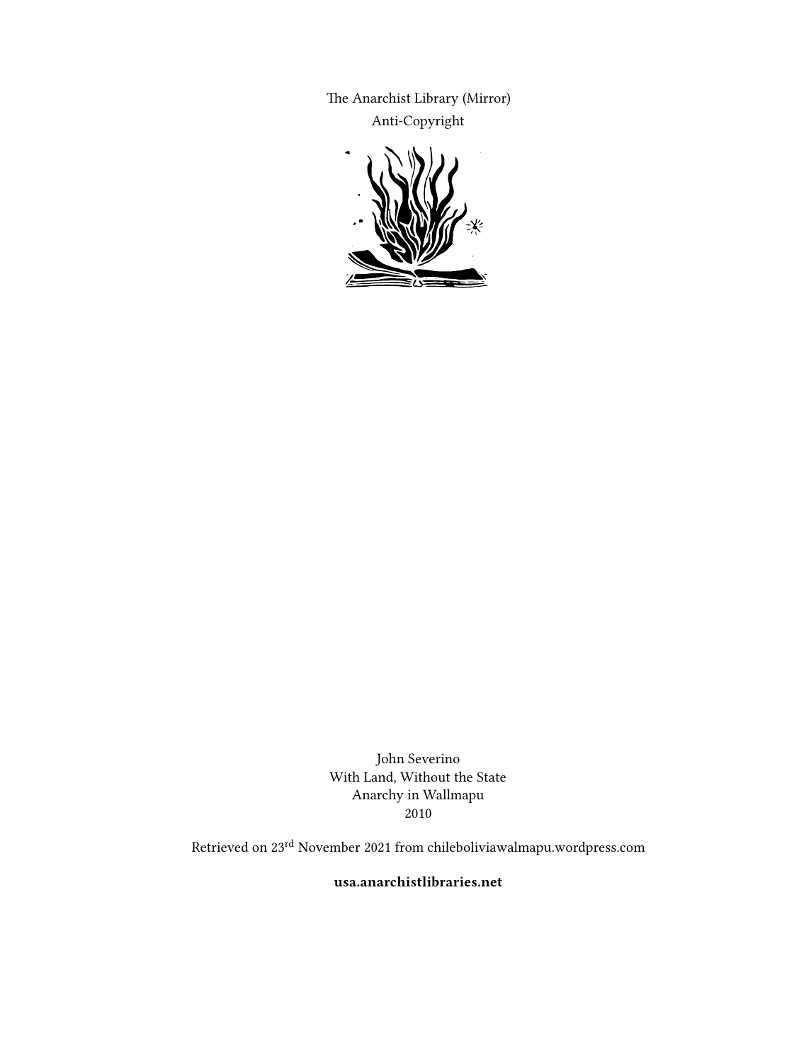The Anarchist Library (Mirror)
Anti-Copyright

John Severino
With Land, Without the State
Anarchy in Wallmapu
2010

Retrieved on 23rd November 2021 from chileboliviawalmapu.wordpress.com

**usa.anarchistlibraries.net**